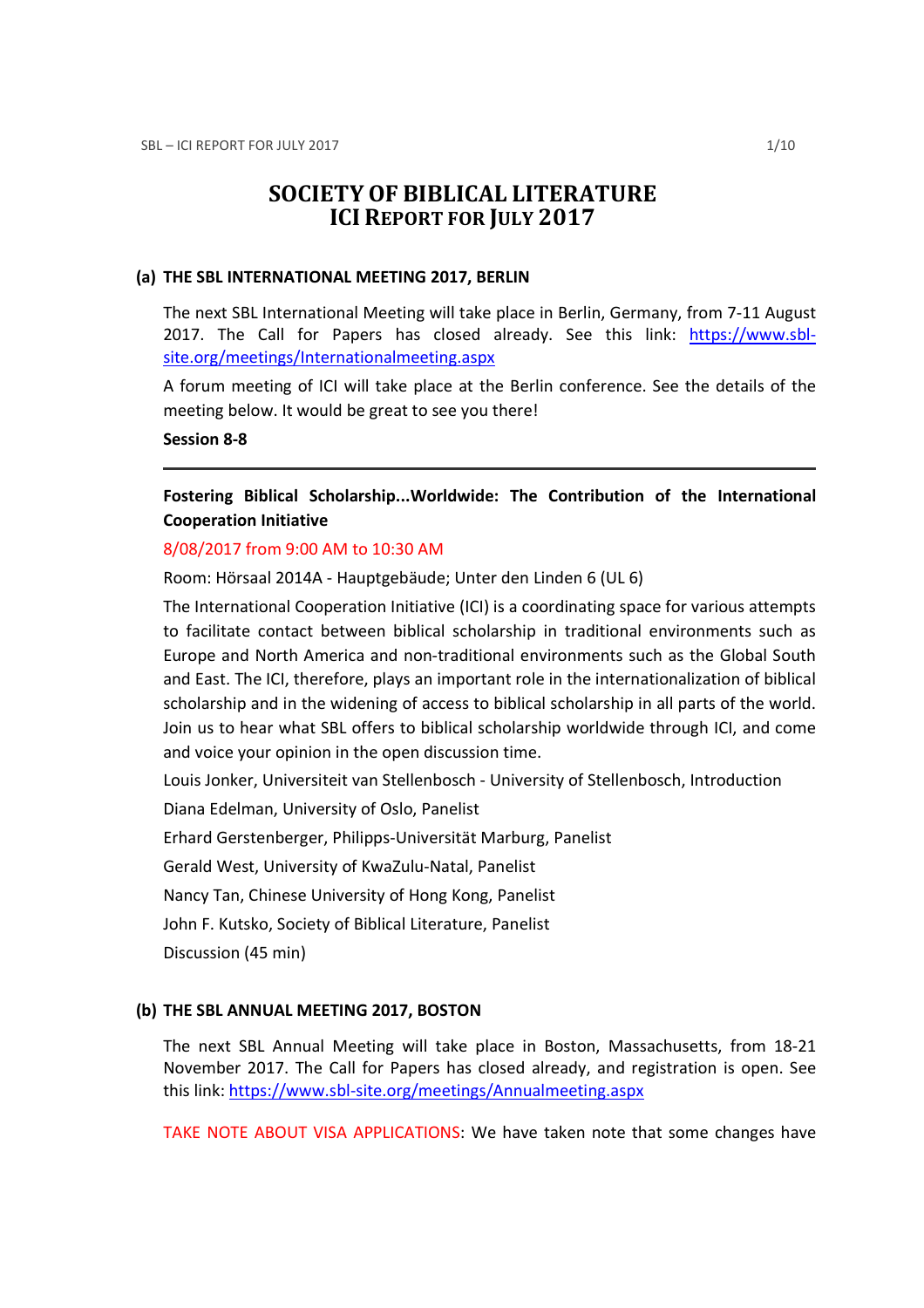# SOCIETY OF BIBLICAL LITERATURE
# ICI REPORT FOR JULY 2017

## (a) THE SBL INTERNATIONAL MEETING 2017, BERLIN

The next SBL International Meeting will take place in Berlin, Germany, from 7-11 August 2017. The Call for Papers has closed already. See this link: [https://www.sbl-site.org/meetings/Internationalmeeting.aspx](https://www.sbl-site.org/meetings/Internationalmeeting.aspx)

A forum meeting of ICI will take place at the Berlin conference. See the details of the meeting below. It would be great to see you there!

**Session 8-8**

---

**Fostering Biblical Scholarship...Worldwide: The Contribution of the International Cooperation Initiative**

8/08/2017 from 9:00 AM to 10:30 AM

Room: Hörsaal 2014A - Hauptgebäude; Unter den Linden 6 (UL 6)

The International Cooperation Initiative (ICI) is a coordinating space for various attempts to facilitate contact between biblical scholarship in traditional environments such as Europe and North America and non-traditional environments such as the Global South and East. The ICI, therefore, plays an important role in the internationalization of biblical scholarship and in the widening of access to biblical scholarship in all parts of the world. Join us to hear what SBL offers to biblical scholarship worldwide through ICI, and come and voice your opinion in the open discussion time.

Louis Jonker, Universiteit van Stellenbosch - University of Stellenbosch, Introduction

Diana Edelman, University of Oslo, Panelist

Erhard Gerstenberger, Philipps-Universität Marburg, Panelist

Gerald West, University of KwaZulu-Natal, Panelist

Nancy Tan, Chinese University of Hong Kong, Panelist

John F. Kutsko, Society of Biblical Literature, Panelist

Discussion (45 min)

## (b) THE SBL ANNUAL MEETING 2017, BOSTON

The next SBL Annual Meeting will take place in Boston, Massachusetts, from 18-21 November 2017. The Call for Papers has closed already, and registration is open. See this link: [https://www.sbl-site.org/meetings/Annualmeeting.aspx](https://www.sbl-site.org/meetings/Annualmeeting.aspx)

TAKE NOTE ABOUT VISA APPLICATIONS: We have taken note that some changes have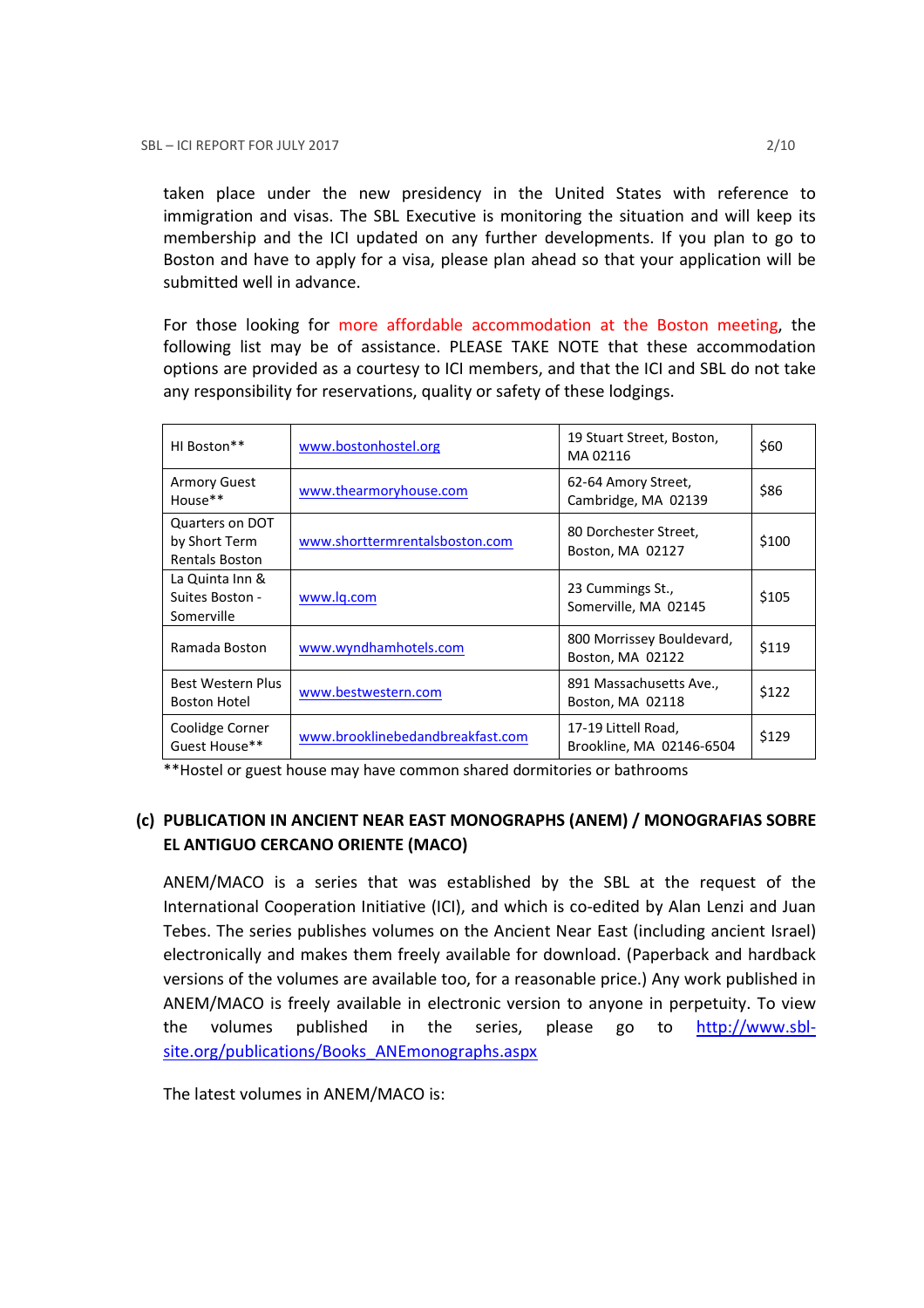taken place under the new presidency in the United States with reference to immigration and visas. The SBL Executive is monitoring the situation and will keep its membership and the ICI updated on any further developments. If you plan to go to Boston and have to apply for a visa, please plan ahead so that your application will be submitted well in advance.

For those looking for more affordable accommodation at the Boston meeting, the following list may be of assistance. PLEASE TAKE NOTE that these accommodation options are provided as a courtesy to ICI members, and that the ICI and SBL do not take any responsibility for reservations, quality or safety of these lodgings.

| | | | |
|---|---|---|---|
| HI Boston** | www.bostonhostel.org | 19 Stuart Street, Boston, MA 02116 | $60 |
| Armory Guest House** | www.thearmoryhouse.com | 62-64 Amory Street, Cambridge, MA 02139 | $86 |
| Quarters on DOT by Short Term Rentals Boston | www.shorttermrentalsboston.com | 80 Dorchester Street, Boston, MA 02127 | $100 |
| La Quinta Inn & Suites Boston - Somerville | www.lq.com | 23 Cummings St., Somerville, MA 02145 | $105 |
| Ramada Boston | www.wyndhamhotels.com | 800 Morrissey Bouldevard, Boston, MA 02122 | $119 |
| Best Western Plus Boston Hotel | www.bestwestern.com | 891 Massachusetts Ave., Boston, MA 02118 | $122 |
| Coolidge Corner Guest House** | www.brooklinebedandbreakfast.com | 17-19 Littell Road, Brookline, MA 02146-6504 | $129 |

**Hostel or guest house may have common shared dormitories or bathrooms

### (c) PUBLICATION IN ANCIENT NEAR EAST MONOGRAPHS (ANEM) / MONOGRAFIAS SOBRE EL ANTIGUO CERCANO ORIENTE (MACO)

ANEM/MACO is a series that was established by the SBL at the request of the International Cooperation Initiative (ICI), and which is co-edited by Alan Lenzi and Juan Tebes. The series publishes volumes on the Ancient Near East (including ancient Israel) electronically and makes them freely available for download. (Paperback and hardback versions of the volumes are available too, for a reasonable price.) Any work published in ANEM/MACO is freely available in electronic version to anyone in perpetuity. To view the volumes published in the series, please go to http://www.sbl-site.org/publications/Books_ANEmonographs.aspx

The latest volumes in ANEM/MACO is: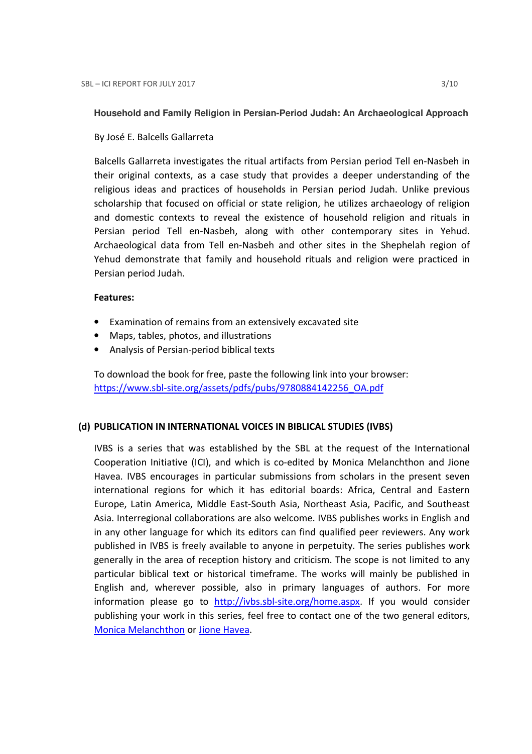### Household and Family Religion in Persian-Period Judah: An Archaeological Approach

By José E. Balcells Gallarreta

Balcells Gallarreta investigates the ritual artifacts from Persian period Tell en-Nasbeh in their original contexts, as a case study that provides a deeper understanding of the religious ideas and practices of households in Persian period Judah. Unlike previous scholarship that focused on official or state religion, he utilizes archaeology of religion and domestic contexts to reveal the existence of household religion and rituals in Persian period Tell en-Nasbeh, along with other contemporary sites in Yehud. Archaeological data from Tell en-Nasbeh and other sites in the Shephelah region of Yehud demonstrate that family and household rituals and religion were practiced in Persian period Judah.

**Features:**

- Examination of remains from an extensively excavated site
- Maps, tables, photos, and illustrations
- Analysis of Persian-period biblical texts

To download the book for free, paste the following link into your browser:
https://www.sbl-site.org/assets/pdfs/pubs/9780884142256_OA.pdf

## (d) PUBLICATION IN INTERNATIONAL VOICES IN BIBLICAL STUDIES (IVBS)

IVBS is a series that was established by the SBL at the request of the International Cooperation Initiative (ICI), and which is co-edited by Monica Melanchthon and Jione Havea. IVBS encourages in particular submissions from scholars in the present seven international regions for which it has editorial boards: Africa, Central and Eastern Europe, Latin America, Middle East-South Asia, Northeast Asia, Pacific, and Southeast Asia. Interregional collaborations are also welcome. IVBS publishes works in English and in any other language for which its editors can find qualified peer reviewers. Any work published in IVBS is freely available to anyone in perpetuity. The series publishes work generally in the area of reception history and criticism. The scope is not limited to any particular biblical text or historical timeframe. The works will mainly be published in English and, wherever possible, also in primary languages of authors. For more information please go to http://ivbs.sbl-site.org/home.aspx. If you would consider publishing your work in this series, feel free to contact one of the two general editors, Monica Melanchthon or Jione Havea.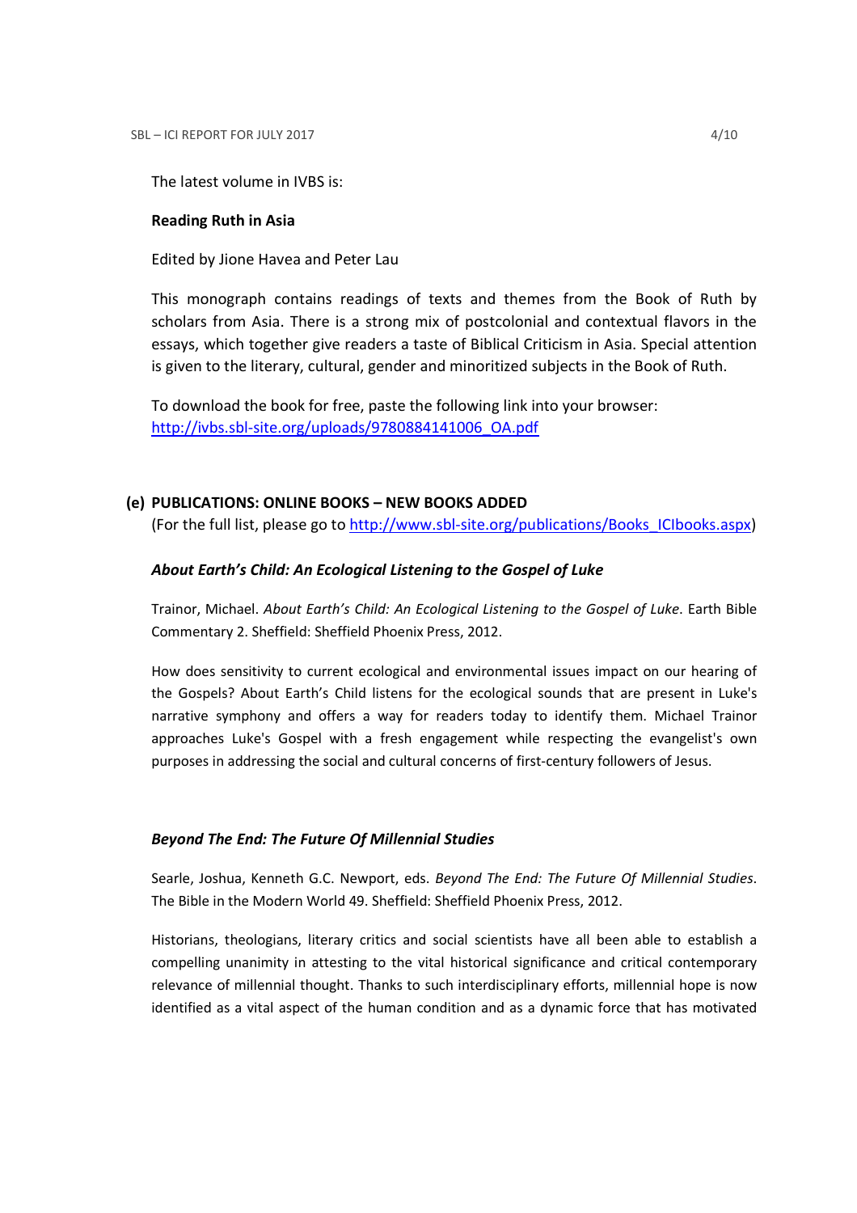The latest volume in IVBS is:

**Reading Ruth in Asia**

Edited by Jione Havea and Peter Lau

This monograph contains readings of texts and themes from the Book of Ruth by scholars from Asia. There is a strong mix of postcolonial and contextual flavors in the essays, which together give readers a taste of Biblical Criticism in Asia. Special attention is given to the literary, cultural, gender and minoritized subjects in the Book of Ruth.

To download the book for free, paste the following link into your browser: http://ivbs.sbl-site.org/uploads/9780884141006_OA.pdf

## (e) PUBLICATIONS: ONLINE BOOKS – NEW BOOKS ADDED

(For the full list, please go to http://www.sbl-site.org/publications/Books_ICIbooks.aspx)

### *About Earth's Child: An Ecological Listening to the Gospel of Luke*

Trainor, Michael. *About Earth's Child: An Ecological Listening to the Gospel of Luke*. Earth Bible Commentary 2. Sheffield: Sheffield Phoenix Press, 2012.

How does sensitivity to current ecological and environmental issues impact on our hearing of the Gospels? About Earth's Child listens for the ecological sounds that are present in Luke's narrative symphony and offers a way for readers today to identify them. Michael Trainor approaches Luke's Gospel with a fresh engagement while respecting the evangelist's own purposes in addressing the social and cultural concerns of first-century followers of Jesus.

### *Beyond The End: The Future Of Millennial Studies*

Searle, Joshua, Kenneth G.C. Newport, eds. *Beyond The End: The Future Of Millennial Studies*. The Bible in the Modern World 49. Sheffield: Sheffield Phoenix Press, 2012.

Historians, theologians, literary critics and social scientists have all been able to establish a compelling unanimity in attesting to the vital historical significance and critical contemporary relevance of millennial thought. Thanks to such interdisciplinary efforts, millennial hope is now identified as a vital aspect of the human condition and as a dynamic force that has motivated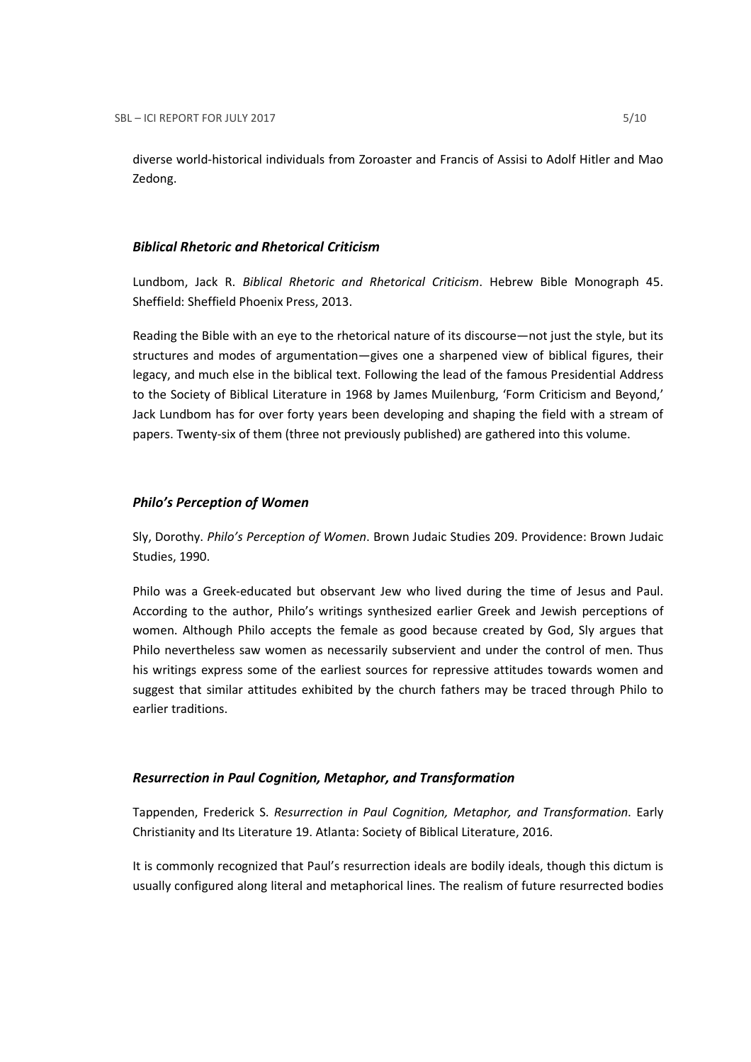diverse world-historical individuals from Zoroaster and Francis of Assisi to Adolf Hitler and Mao Zedong.

### *Biblical Rhetoric and Rhetorical Criticism*

Lundbom, Jack R. *Biblical Rhetoric and Rhetorical Criticism*. Hebrew Bible Monograph 45. Sheffield: Sheffield Phoenix Press, 2013.

Reading the Bible with an eye to the rhetorical nature of its discourse—not just the style, but its structures and modes of argumentation—gives one a sharpened view of biblical figures, their legacy, and much else in the biblical text. Following the lead of the famous Presidential Address to the Society of Biblical Literature in 1968 by James Muilenburg, 'Form Criticism and Beyond,' Jack Lundbom has for over forty years been developing and shaping the field with a stream of papers. Twenty-six of them (three not previously published) are gathered into this volume.

### *Philo's Perception of Women*

Sly, Dorothy. *Philo's Perception of Women*. Brown Judaic Studies 209. Providence: Brown Judaic Studies, 1990.

Philo was a Greek-educated but observant Jew who lived during the time of Jesus and Paul. According to the author, Philo's writings synthesized earlier Greek and Jewish perceptions of women. Although Philo accepts the female as good because created by God, Sly argues that Philo nevertheless saw women as necessarily subservient and under the control of men. Thus his writings express some of the earliest sources for repressive attitudes towards women and suggest that similar attitudes exhibited by the church fathers may be traced through Philo to earlier traditions.

### *Resurrection in Paul Cognition, Metaphor, and Transformation*

Tappenden, Frederick S. *Resurrection in Paul Cognition, Metaphor, and Transformation*. Early Christianity and Its Literature 19. Atlanta: Society of Biblical Literature, 2016.

It is commonly recognized that Paul's resurrection ideals are bodily ideals, though this dictum is usually configured along literal and metaphorical lines. The realism of future resurrected bodies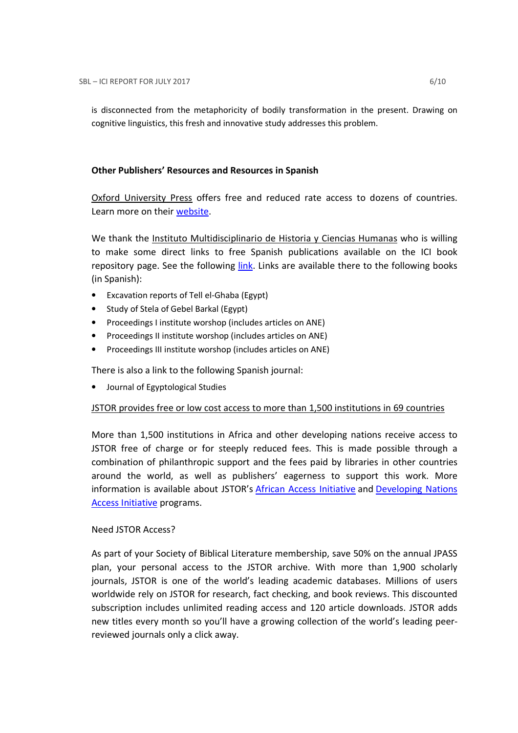is disconnected from the metaphoricity of bodily transformation in the present. Drawing on cognitive linguistics, this fresh and innovative study addresses this problem.

### Other Publishers' Resources and Resources in Spanish

Oxford University Press offers free and reduced rate access to dozens of countries. Learn more on their website.

We thank the Instituto Multidisciplinario de Historia y Ciencias Humanas who is willing to make some direct links to free Spanish publications available on the ICI book repository page. See the following link. Links are available there to the following books (in Spanish):

- Excavation reports of Tell el-Ghaba (Egypt)
- Study of Stela of Gebel Barkal (Egypt)
- Proceedings I institute worshop (includes articles on ANE)
- Proceedings II institute worshop (includes articles on ANE)
- Proceedings III institute worshop (includes articles on ANE)

There is also a link to the following Spanish journal:

- Journal of Egyptological Studies

JSTOR provides free or low cost access to more than 1,500 institutions in 69 countries

More than 1,500 institutions in Africa and other developing nations receive access to JSTOR free of charge or for steeply reduced fees. This is made possible through a combination of philanthropic support and the fees paid by libraries in other countries around the world, as well as publishers' eagerness to support this work. More information is available about JSTOR's African Access Initiative and Developing Nations Access Initiative programs.

Need JSTOR Access?

As part of your Society of Biblical Literature membership, save 50% on the annual JPASS plan, your personal access to the JSTOR archive. With more than 1,900 scholarly journals, JSTOR is one of the world's leading academic databases. Millions of users worldwide rely on JSTOR for research, fact checking, and book reviews. This discounted subscription includes unlimited reading access and 120 article downloads. JSTOR adds new titles every month so you'll have a growing collection of the world's leading peer-reviewed journals only a click away.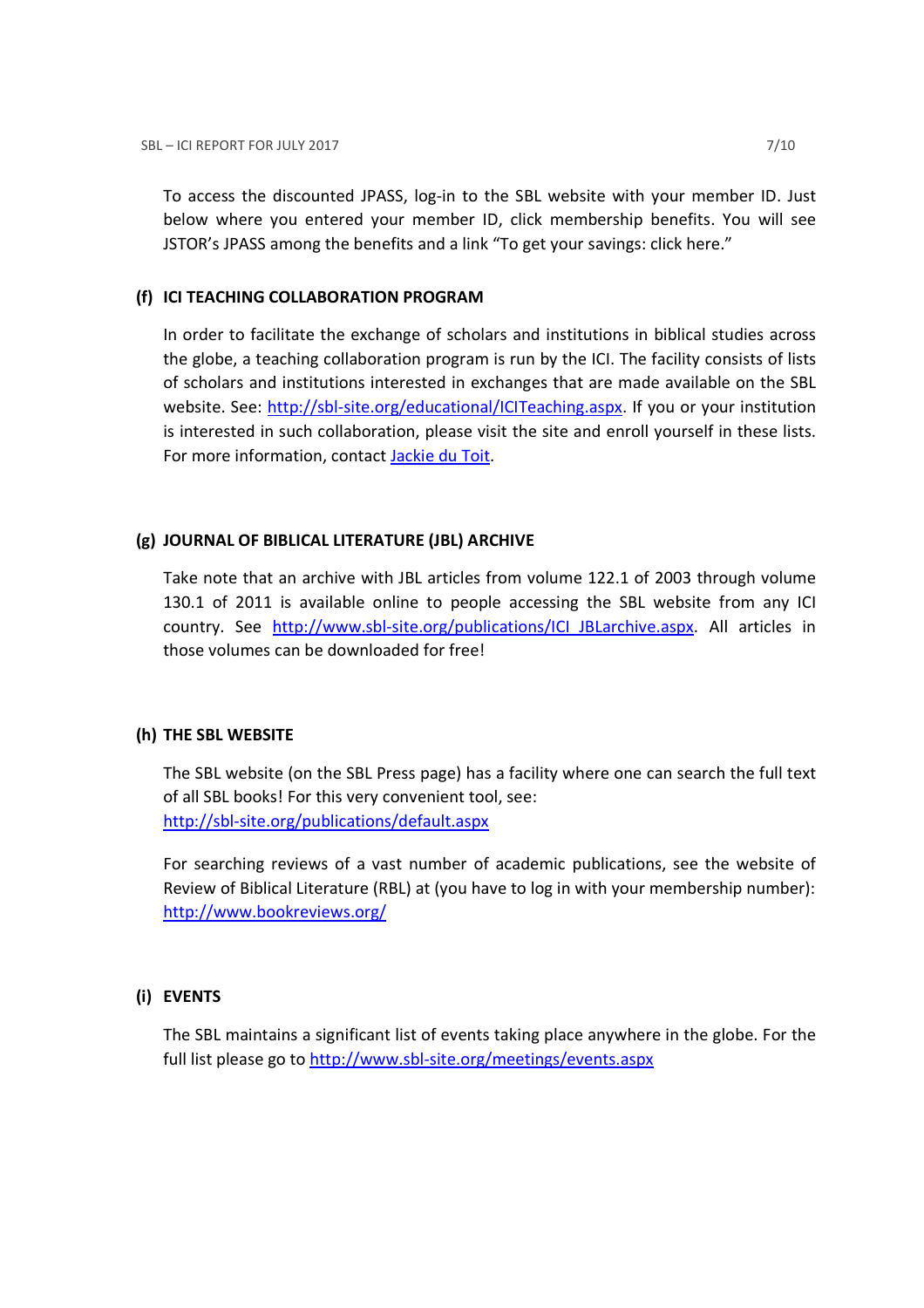To access the discounted JPASS, log-in to the SBL website with your member ID. Just below where you entered your member ID, click membership benefits. You will see JSTOR's JPASS among the benefits and a link "To get your savings: click here."

### (f) ICI TEACHING COLLABORATION PROGRAM

In order to facilitate the exchange of scholars and institutions in biblical studies across the globe, a teaching collaboration program is run by the ICI. The facility consists of lists of scholars and institutions interested in exchanges that are made available on the SBL website. See: [http://sbl-site.org/educational/ICITeaching.aspx](http://sbl-site.org/educational/ICITeaching.aspx). If you or your institution is interested in such collaboration, please visit the site and enroll yourself in these lists. For more information, contact Jackie du Toit.

### (g) JOURNAL OF BIBLICAL LITERATURE (JBL) ARCHIVE

Take note that an archive with JBL articles from volume 122.1 of 2003 through volume 130.1 of 2011 is available online to people accessing the SBL website from any ICI country. See [http://www.sbl-site.org/publications/ICI_JBLarchive.aspx](http://www.sbl-site.org/publications/ICI_JBLarchive.aspx). All articles in those volumes can be downloaded for free!

### (h) THE SBL WEBSITE

The SBL website (on the SBL Press page) has a facility where one can search the full text of all SBL books! For this very convenient tool, see:
[http://sbl-site.org/publications/default.aspx](http://sbl-site.org/publications/default.aspx)

For searching reviews of a vast number of academic publications, see the website of Review of Biblical Literature (RBL) at (you have to log in with your membership number): [http://www.bookreviews.org/](http://www.bookreviews.org/)

### (i) EVENTS

The SBL maintains a significant list of events taking place anywhere in the globe. For the full list please go to [http://www.sbl-site.org/meetings/events.aspx](http://www.sbl-site.org/meetings/events.aspx)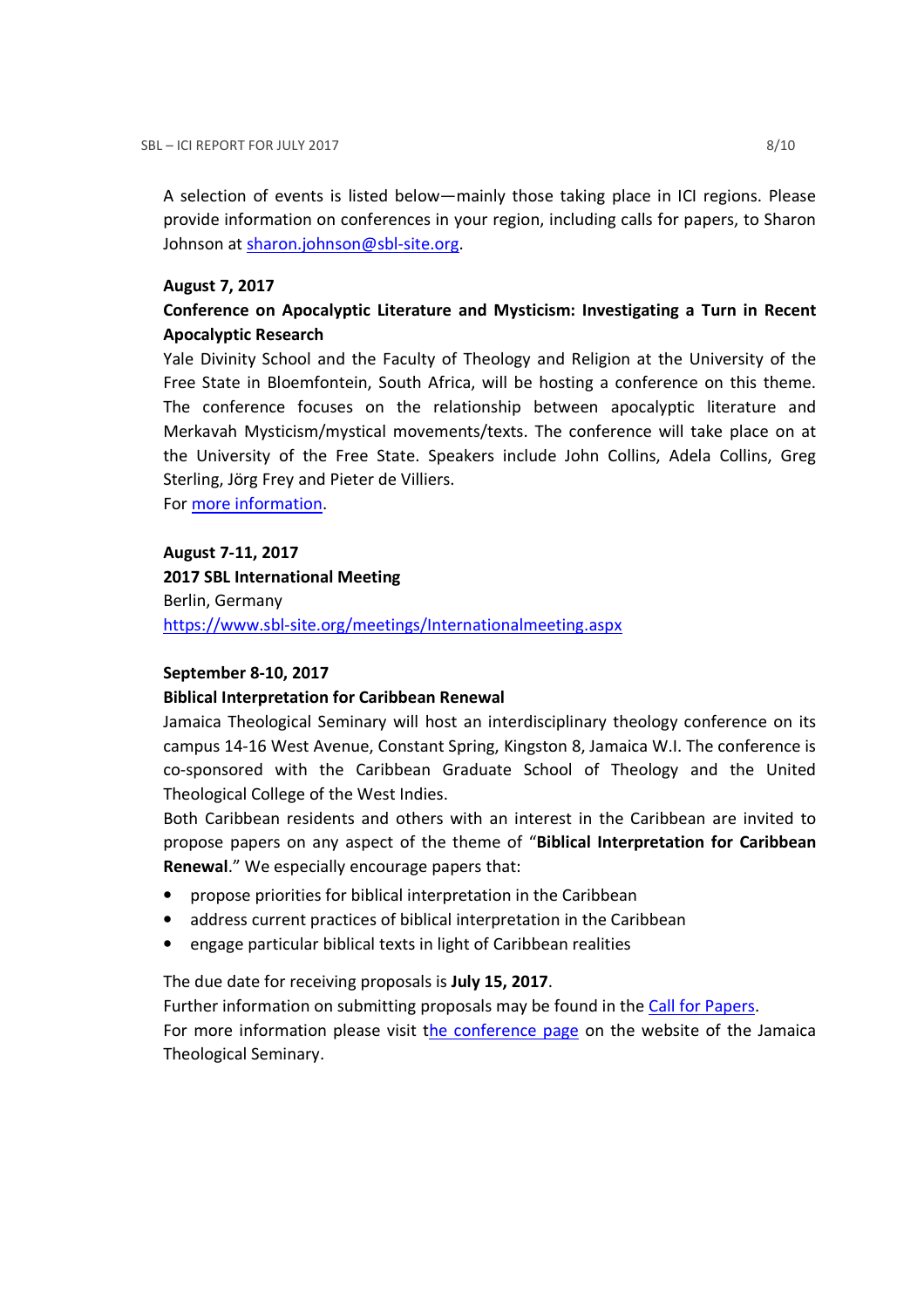A selection of events is listed below—mainly those taking place in ICI regions. Please provide information on conferences in your region, including calls for papers, to Sharon Johnson at [sharon.johnson@sbl-site.org](mailto:sharon.johnson@sbl-site.org).

**August 7, 2017**

**Conference on Apocalyptic Literature and Mysticism: Investigating a Turn in Recent Apocalyptic Research**

Yale Divinity School and the Faculty of Theology and Religion at the University of the Free State in Bloemfontein, South Africa, will be hosting a conference on this theme. The conference focuses on the relationship between apocalyptic literature and Merkavah Mysticism/mystical movements/texts. The conference will take place on at the University of the Free State. Speakers include John Collins, Adela Collins, Greg Sterling, Jörg Frey and Pieter de Villiers.

For more information.

**August 7-11, 2017**

**2017 SBL International Meeting**

Berlin, Germany

https://www.sbl-site.org/meetings/Internationalmeeting.aspx

**September 8-10, 2017**

**Biblical Interpretation for Caribbean Renewal**

Jamaica Theological Seminary will host an interdisciplinary theology conference on its campus 14-16 West Avenue, Constant Spring, Kingston 8, Jamaica W.I. The conference is co-sponsored with the Caribbean Graduate School of Theology and the United Theological College of the West Indies.

Both Caribbean residents and others with an interest in the Caribbean are invited to propose papers on any aspect of the theme of "**Biblical Interpretation for Caribbean Renewal**." We especially encourage papers that:

- propose priorities for biblical interpretation in the Caribbean
- address current practices of biblical interpretation in the Caribbean
- engage particular biblical texts in light of Caribbean realities

The due date for receiving proposals is **July 15, 2017**.

Further information on submitting proposals may be found in the Call for Papers.

For more information please visit the conference page on the website of the Jamaica Theological Seminary.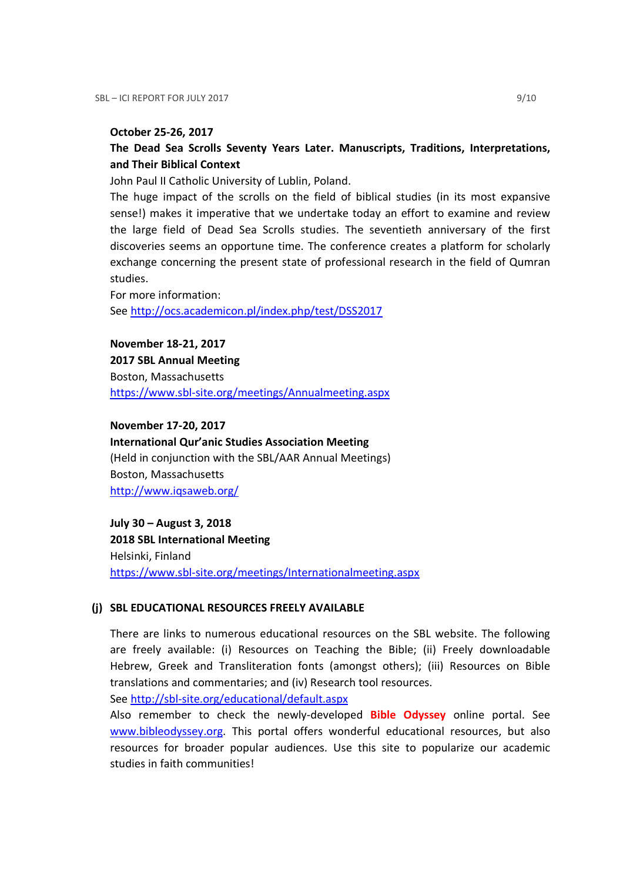**October 25-26, 2017**

**The Dead Sea Scrolls Seventy Years Later. Manuscripts, Traditions, Interpretations, and Their Biblical Context**

John Paul II Catholic University of Lublin, Poland.

The huge impact of the scrolls on the field of biblical studies (in its most expansive sense!) makes it imperative that we undertake today an effort to examine and review the large field of Dead Sea Scrolls studies. The seventieth anniversary of the first discoveries seems an opportune time. The conference creates a platform for scholarly exchange concerning the present state of professional research in the field of Qumran studies.

For more information:

See http://ocs.academicon.pl/index.php/test/DSS2017

**November 18-21, 2017**

**2017 SBL Annual Meeting**

Boston, Massachusetts

https://www.sbl-site.org/meetings/Annualmeeting.aspx

**November 17-20, 2017**

**International Qur'anic Studies Association Meeting**

(Held in conjunction with the SBL/AAR Annual Meetings)

Boston, Massachusetts

http://www.iqsaweb.org/

**July 30 – August 3, 2018**

**2018 SBL International Meeting**

Helsinki, Finland

https://www.sbl-site.org/meetings/Internationalmeeting.aspx

### (j) SBL EDUCATIONAL RESOURCES FREELY AVAILABLE

There are links to numerous educational resources on the SBL website. The following are freely available: (i) Resources on Teaching the Bible; (ii) Freely downloadable Hebrew, Greek and Transliteration fonts (amongst others); (iii) Resources on Bible translations and commentaries; and (iv) Research tool resources.

See http://sbl-site.org/educational/default.aspx

Also remember to check the newly-developed **Bible Odyssey** online portal. See www.bibleodyssey.org. This portal offers wonderful educational resources, but also resources for broader popular audiences. Use this site to popularize our academic studies in faith communities!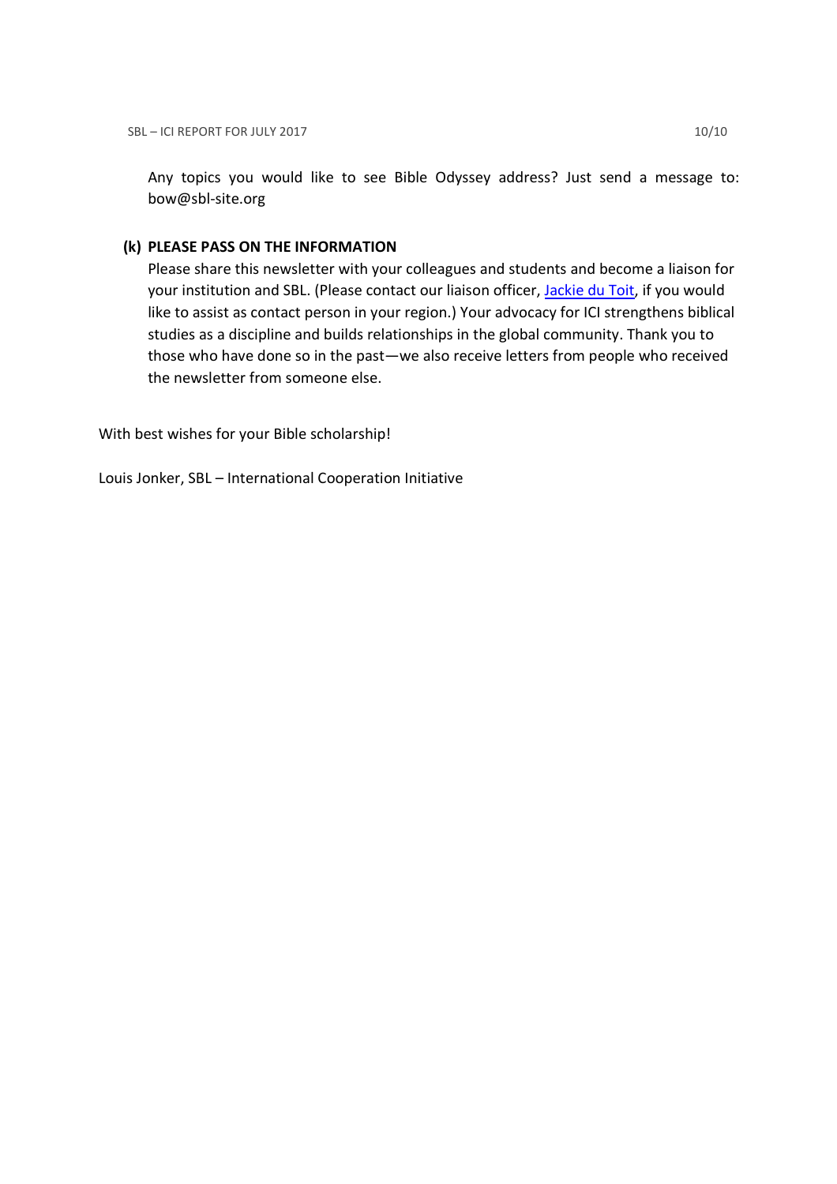Any topics you would like to see Bible Odyssey address? Just send a message to: bow@sbl-site.org

**(k) PLEASE PASS ON THE INFORMATION**

Please share this newsletter with your colleagues and students and become a liaison for your institution and SBL. (Please contact our liaison officer, Jackie du Toit, if you would like to assist as contact person in your region.) Your advocacy for ICI strengthens biblical studies as a discipline and builds relationships in the global community. Thank you to those who have done so in the past—we also receive letters from people who received the newsletter from someone else.

With best wishes for your Bible scholarship!

Louis Jonker, SBL – International Cooperation Initiative